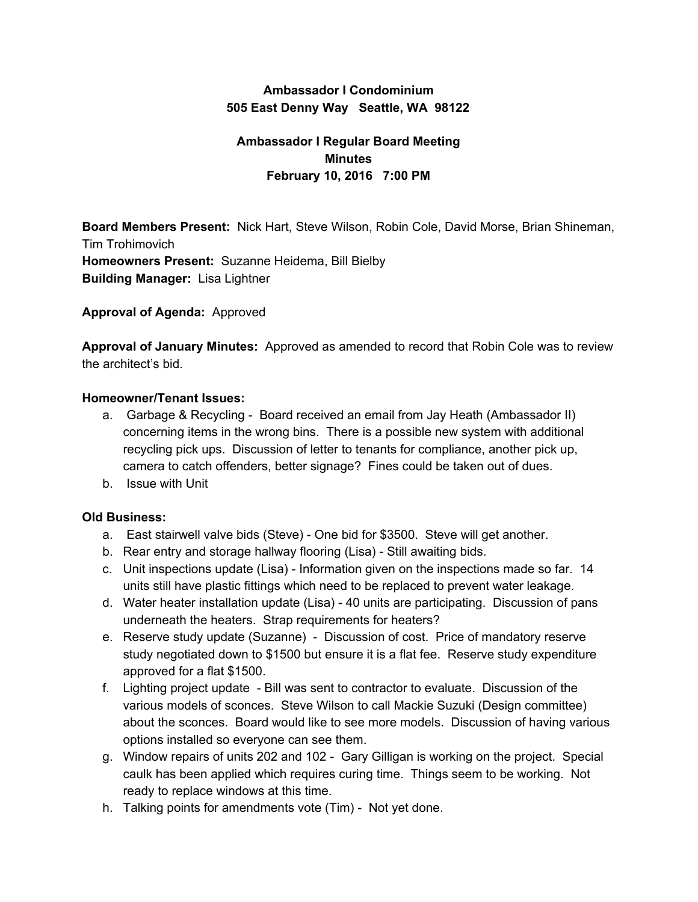**Ambassador I Condominium**
**505 East Denny Way Seattle, WA 98122**

**Ambassador I Regular Board Meeting**
**Minutes**
**February 10, 2016 7:00 PM**

**Board Members Present:** Nick Hart, Steve Wilson, Robin Cole, David Morse, Brian Shineman, Tim Trohimovich
**Homeowners Present:** Suzanne Heidema, Bill Bielby
**Building Manager:** Lisa Lightner

**Approval of Agenda:** Approved

**Approval of January Minutes:** Approved as amended to record that Robin Cole was to review the architect's bid.

**Homeowner/Tenant Issues:**

a. Garbage & Recycling - Board received an email from Jay Heath (Ambassador II) concerning items in the wrong bins. There is a possible new system with additional recycling pick ups. Discussion of letter to tenants for compliance, another pick up, camera to catch offenders, better signage? Fines could be taken out of dues.
b. Issue with Unit

**Old Business:**

a. East stairwell valve bids (Steve) - One bid for $3500. Steve will get another.
b. Rear entry and storage hallway flooring (Lisa) - Still awaiting bids.
c. Unit inspections update (Lisa) - Information given on the inspections made so far. 14 units still have plastic fittings which need to be replaced to prevent water leakage.
d. Water heater installation update (Lisa) - 40 units are participating. Discussion of pans underneath the heaters. Strap requirements for heaters?
e. Reserve study update (Suzanne) - Discussion of cost. Price of mandatory reserve study negotiated down to $1500 but ensure it is a flat fee. Reserve study expenditure approved for a flat $1500.
f. Lighting project update - Bill was sent to contractor to evaluate. Discussion of the various models of sconces. Steve Wilson to call Mackie Suzuki (Design committee) about the sconces. Board would like to see more models. Discussion of having various options installed so everyone can see them.
g. Window repairs of units 202 and 102 - Gary Gilligan is working on the project. Special caulk has been applied which requires curing time. Things seem to be working. Not ready to replace windows at this time.
h. Talking points for amendments vote (Tim) - Not yet done.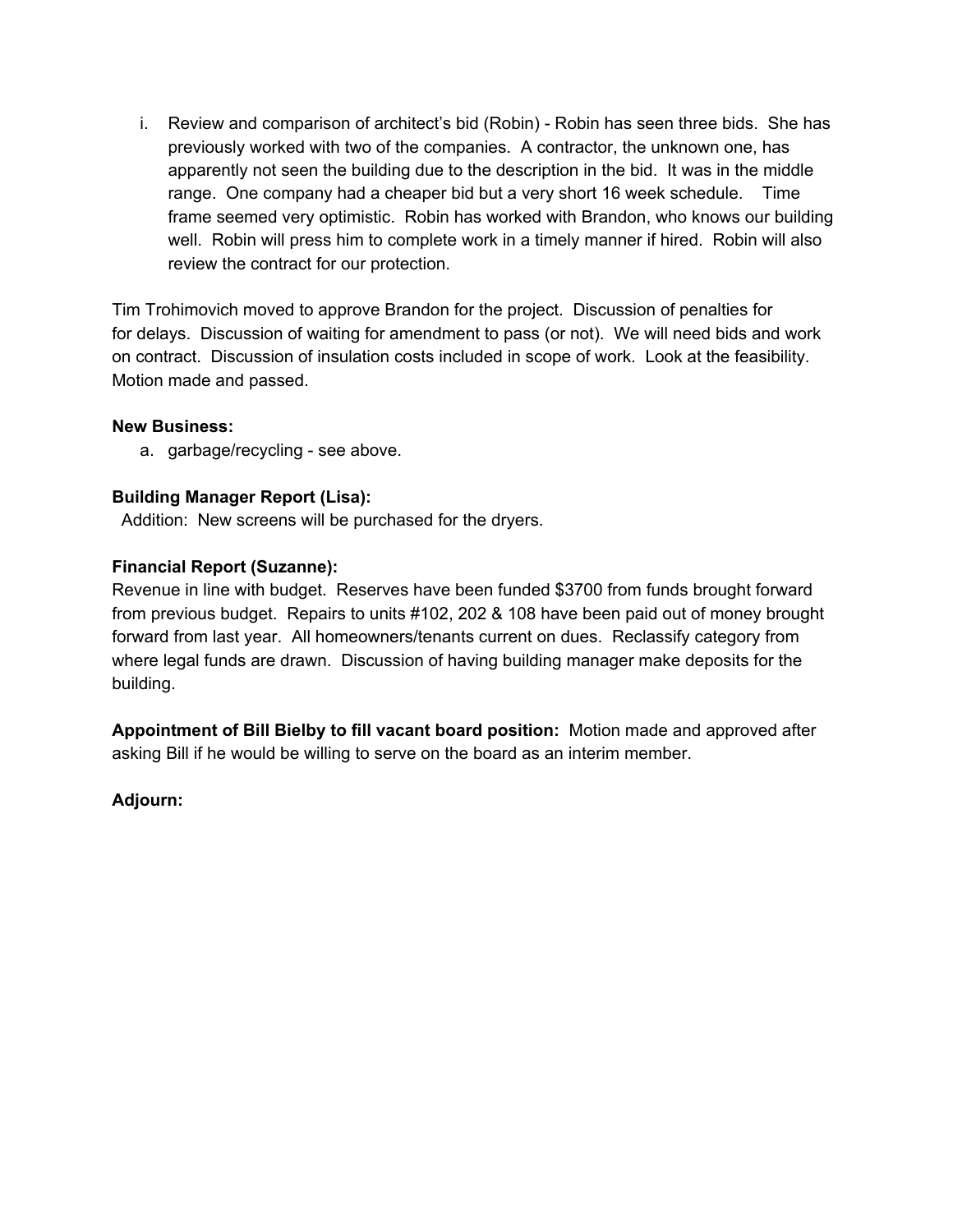i. Review and comparison of architect's bid (Robin) - Robin has seen three bids. She has previously worked with two of the companies. A contractor, the unknown one, has apparently not seen the building due to the description in the bid. It was in the middle range. One company had a cheaper bid but a very short 16 week schedule. Time frame seemed very optimistic. Robin has worked with Brandon, who knows our building well. Robin will press him to complete work in a timely manner if hired. Robin will also review the contract for our protection.

Tim Trohimovich moved to approve Brandon for the project. Discussion of penalties for for delays. Discussion of waiting for amendment to pass (or not). We will need bids and work on contract. Discussion of insulation costs included in scope of work. Look at the feasibility. Motion made and passed.

**New Business:**

a. garbage/recycling - see above.

**Building Manager Report (Lisa):**

Addition: New screens will be purchased for the dryers.

**Financial Report (Suzanne):**

Revenue in line with budget. Reserves have been funded $3700 from funds brought forward from previous budget. Repairs to units #102, 202 & 108 have been paid out of money brought forward from last year. All homeowners/tenants current on dues. Reclassify category from where legal funds are drawn. Discussion of having building manager make deposits for the building.

**Appointment of Bill Bielby to fill vacant board position:** Motion made and approved after asking Bill if he would be willing to serve on the board as an interim member.

**Adjourn:**